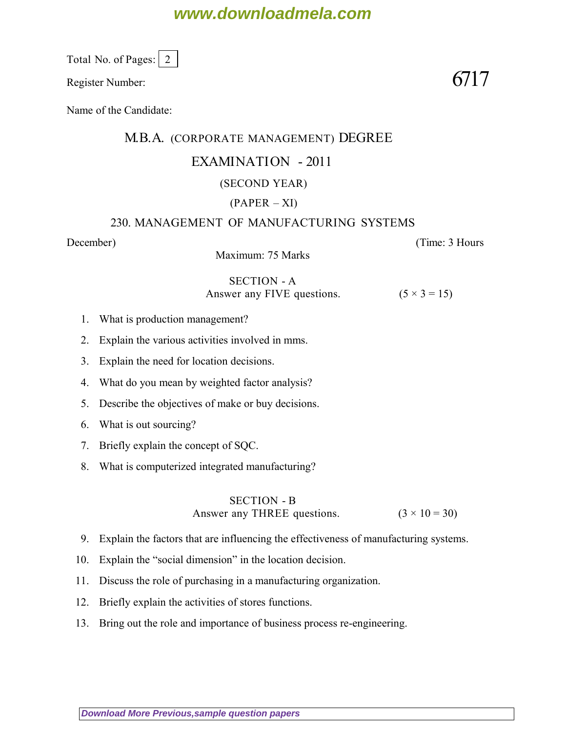www.downloadmela.com

Total No. of Pages: 2

Register Number:

**6717**

Name of the Candidate:

# M.B.A. (CORPORATE MANAGEMENT) DEGREE

## EXAMINATION - 2011

(SECOND YEAR)

(PAPER – XI)

### 230. MANAGEMENT OF MANUFACTURING SYSTEMS

December) (Time: 3 Hours

Maximum: 75 Marks

### SECTION - A

Answer any FIVE questions. (5 × 3 = 15)

1. What is production management?
2. Explain the various activities involved in mms.
3. Explain the need for location decisions.
4. What do you mean by weighted factor analysis?
5. Describe the objectives of make or buy decisions.
6. What is out sourcing?
7. Briefly explain the concept of SQC.
8. What is computerized integrated manufacturing?

### SECTION - B

Answer any THREE questions. (3 × 10 = 30)

9. Explain the factors that are influencing the effectiveness of manufacturing systems.
10. Explain the "social dimension" in the location decision.
11. Discuss the role of purchasing in a manufacturing organization.
12. Briefly explain the activities of stores functions.
13. Bring out the role and importance of business process re-engineering.

Download More Previous,sample question papers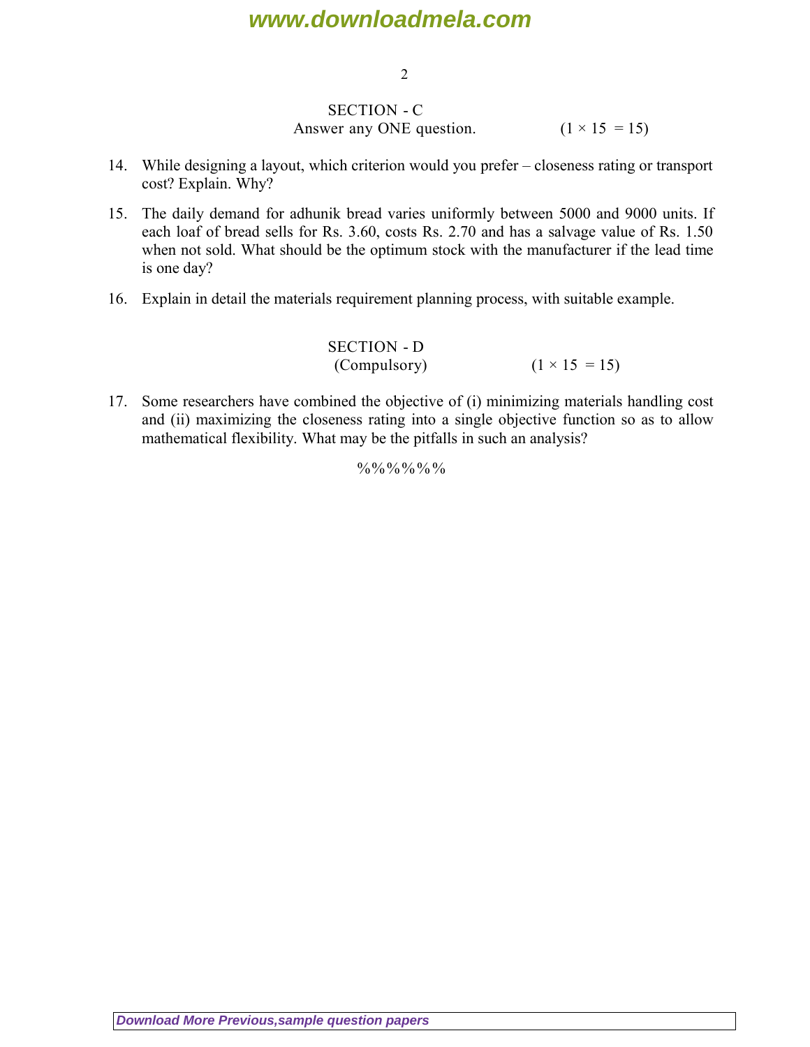## SECTION - C

Answer any ONE question. (1 × 15 = 15)

14. While designing a layout, which criterion would you prefer – closeness rating or transport cost? Explain. Why?

15. The daily demand for adhunik bread varies uniformly between 5000 and 9000 units. If each loaf of bread sells for Rs. 3.60, costs Rs. 2.70 and has a salvage value of Rs. 1.50 when not sold. What should be the optimum stock with the manufacturer if the lead time is one day?

16. Explain in detail the materials requirement planning process, with suitable example.

## SECTION - D

(Compulsory) (1 × 15 = 15)

17. Some researchers have combined the objective of (i) minimizing materials handling cost and (ii) maximizing the closeness rating into a single objective function so as to allow mathematical flexibility. What may be the pitfalls in such an analysis?

%%%%%%